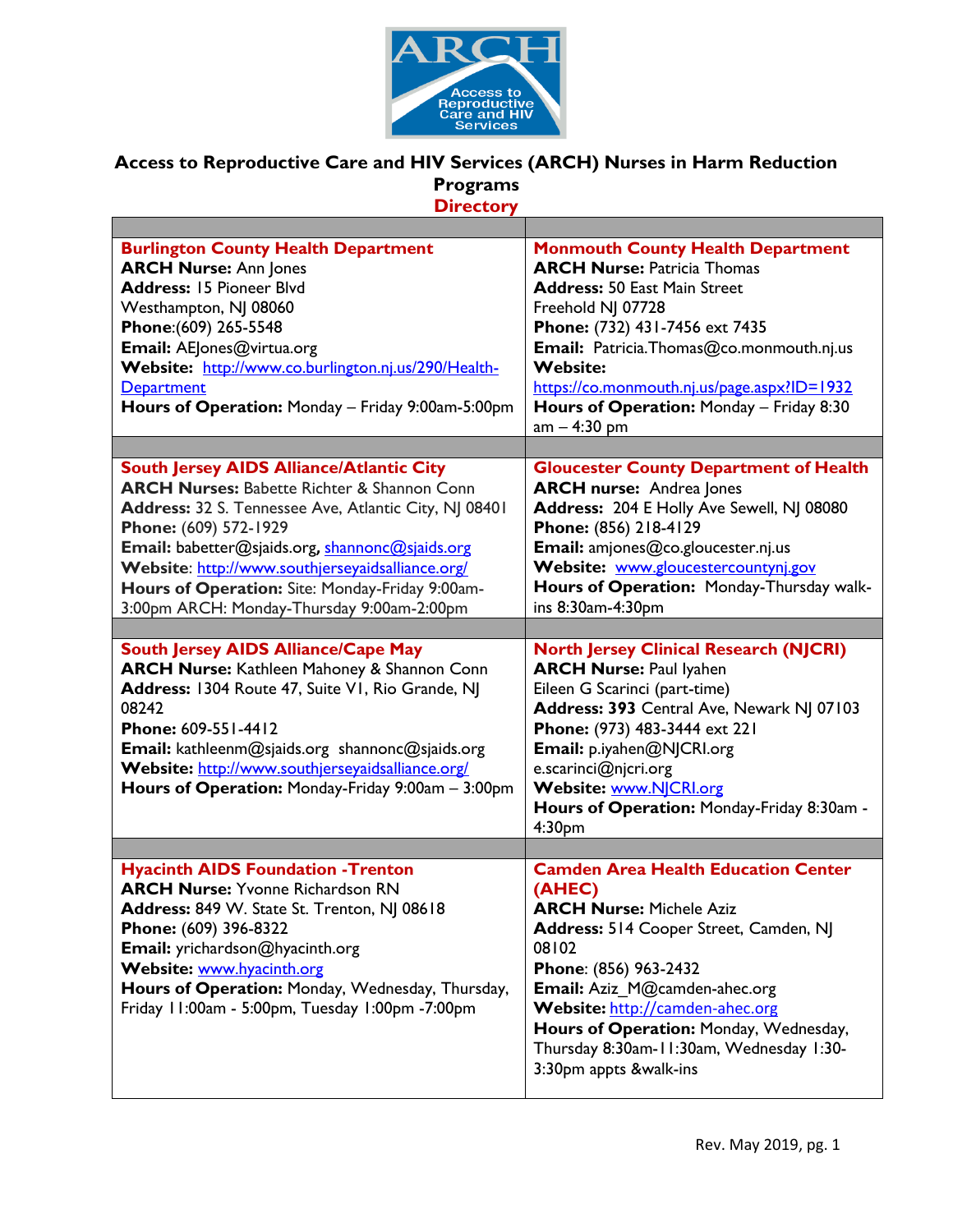# Access to Reproductive Care and HIV Services (ARCH) Nurses in Harm Reduction Programs

## Directory

| | |
|---|---|
| **Burlington County Health Department**<br>**ARCH Nurse:** Ann Jones<br>**Address:** 15 Pioneer Blvd Westhampton, NJ 08060<br>**Phone**:(609) 265-5548<br>**Email:** AEJones@virtua.org<br>**Website:** http://www.co.burlington.nj.us/290/Health-Department<br>**Hours of Operation:** Monday – Friday 9:00am-5:00pm | **Monmouth County Health Department**<br>**ARCH Nurse:** Patricia Thomas<br>**Address:** 50 East Main Street Freehold NJ 07728<br>**Phone:** (732) 431-7456 ext 7435<br>**Email:** Patricia.Thomas@co.monmouth.nj.us<br>**Website:** https://co.monmouth.nj.us/page.aspx?ID=1932<br>**Hours of Operation:** Monday – Friday 8:30 am – 4:30 pm |
| **South Jersey AIDS Alliance/Atlantic City**<br>**ARCH Nurses:** Babette Richter & Shannon Conn<br>**Address:** 32 S. Tennessee Ave, Atlantic City, NJ 08401<br>**Phone:** (609) 572-1929<br>**Email:** babetter@sjaids.org, shannonc@sjaids.org<br>**Website**: http://www.southjerseyaidsalliance.org/<br>**Hours of Operation:** Site: Monday-Friday 9:00am-3:00pm ARCH: Monday-Thursday 9:00am-2:00pm | **Gloucester County Department of Health**<br>**ARCH nurse:** Andrea Jones<br>**Address:** 204 E Holly Ave Sewell, NJ 08080<br>**Phone:** (856) 218-4129<br>**Email:** amjones@co.gloucester.nj.us<br>**Website:** www.gloucestercountynj.gov<br>**Hours of Operation:** Monday-Thursday walk-ins 8:30am-4:30pm |
| **South Jersey AIDS Alliance/Cape May**<br>**ARCH Nurse:** Kathleen Mahoney & Shannon Conn<br>**Address:** 1304 Route 47, Suite V1, Rio Grande, NJ 08242<br>**Phone:** 609-551-4412<br>**Email:** kathleenm@sjaids.org shannonc@sjaids.org<br>**Website:** http://www.southjerseyaidsalliance.org/<br>**Hours of Operation:** Monday-Friday 9:00am – 3:00pm | **North Jersey Clinical Research (NJCRI)**<br>**ARCH Nurse:** Paul Iyahen<br>Eileen G Scarinci (part-time)<br>**Address: 393** Central Ave, Newark NJ 07103<br>**Phone:** (973) 483-3444 ext 221<br>**Email:** p.iyahen@NJCRI.org<br>e.scarinci@njcri.org<br>**Website:** www.NJCRI.org<br>**Hours of Operation:** Monday-Friday 8:30am - 4:30pm |
| **Hyacinth AIDS Foundation -Trenton**<br>**ARCH Nurse:** Yvonne Richardson RN<br>**Address:** 849 W. State St. Trenton, NJ 08618<br>**Phone:** (609) 396-8322<br>**Email:** yrichardson@hyacinth.org<br>**Website:** www.hyacinth.org<br>**Hours of Operation:** Monday, Wednesday, Thursday, Friday 11:00am - 5:00pm, Tuesday 1:00pm -7:00pm | **Camden Area Health Education Center (AHEC)**<br>**ARCH Nurse:** Michele Aziz<br>**Address:** 514 Cooper Street, Camden, NJ 08102<br>**Phone**: (856) 963-2432<br>**Email:** Aziz_M@camden-ahec.org<br>**Website:** http://camden-ahec.org<br>**Hours of Operation:** Monday, Wednesday, Thursday 8:30am-11:30am, Wednesday 1:30-3:30pm appts &walk-ins |

Rev. May 2019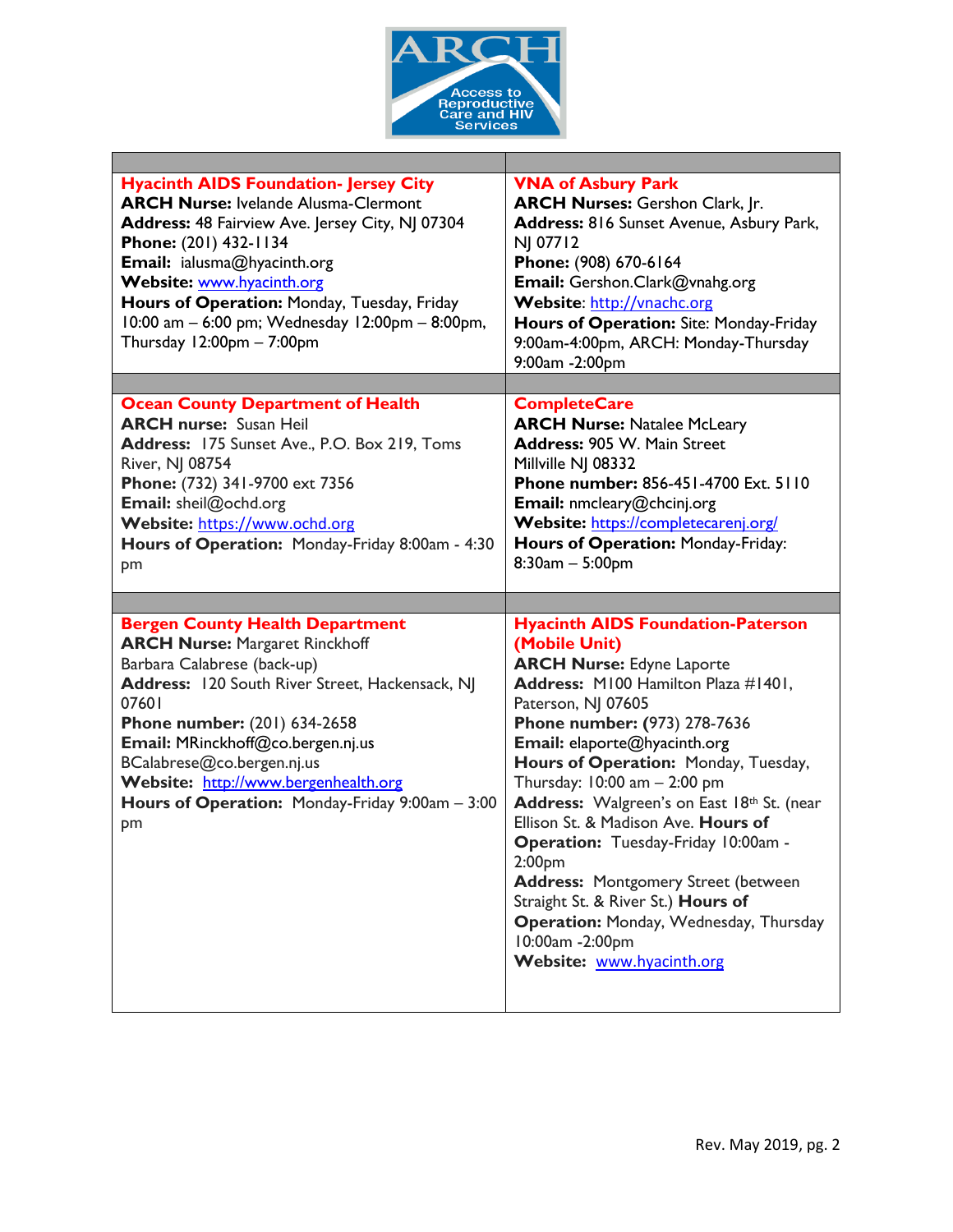ARCH
Access to Reproductive Care and HIV Services

| | |
|---|---|
| **Hyacinth AIDS Foundation- Jersey City**<br>**ARCH Nurse:** Ivelande Alusma-Clermont<br>**Address:** 48 Fairview Ave. Jersey City, NJ 07304<br>**Phone:** (201) 432-1134<br>**Email:** ialusma@hyacinth.org<br>**Website:** www.hyacinth.org<br>**Hours of Operation:** Monday, Tuesday, Friday 10:00 am – 6:00 pm; Wednesday 12:00pm – 8:00pm, Thursday 12:00pm – 7:00pm | **VNA of Asbury Park**<br>**ARCH Nurses:** Gershon Clark, Jr.<br>**Address:** 816 Sunset Avenue, Asbury Park, NJ 07712<br>**Phone:** (908) 670-6164<br>**Email:** Gershon.Clark@vnahg.org<br>**Website**: http://vnachc.org<br>**Hours of Operation:** Site: Monday-Friday 9:00am-4:00pm, ARCH: Monday-Thursday 9:00am -2:00pm |
| | |
| **Ocean County Department of Health**<br>**ARCH nurse:** Susan Heil<br>**Address:** 175 Sunset Ave., P.O. Box 219, Toms River, NJ 08754<br>**Phone:** (732) 341-9700 ext 7356<br>**Email:** sheil@ochd.org<br>**Website:** https://www.ochd.org<br>**Hours of Operation:** Monday-Friday 8:00am - 4:30 pm | **CompleteCare**<br>**ARCH Nurse:** Natalee McLeary<br>**Address:** 905 W. Main Street Millville NJ 08332<br>**Phone number:** 856-451-4700 Ext. 5110<br>**Email:** nmcleary@chcinj.org<br>**Website:** https://completecarenj.org/<br>**Hours of Operation:** Monday-Friday: 8:30am – 5:00pm |
| | |
| **Bergen County Health Department**<br>**ARCH Nurse:** Margaret Rinckhoff<br>Barbara Calabrese (back-up)<br>**Address:** 120 South River Street, Hackensack, NJ 07601<br>**Phone number:** (201) 634-2658<br>**Email:** MRinckhoff@co.bergen.nj.us<br>BCalabrese@co.bergen.nj.us<br>**Website:** http://www.bergenhealth.org<br>**Hours of Operation:** Monday-Friday 9:00am – 3:00 pm | **Hyacinth AIDS Foundation-Paterson (Mobile Unit)**<br>**ARCH Nurse:** Edyne Laporte<br>**Address:** M100 Hamilton Plaza #1401, Paterson, NJ 07605<br>**Phone number:** (973) 278-7636<br>**Email:** elaporte@hyacinth.org<br>**Hours of Operation:** Monday, Tuesday, Thursday: 10:00 am – 2:00 pm<br>**Address:** Walgreen's on East 18th St. (near Ellison St. & Madison Ave. **Hours of Operation:** Tuesday-Friday 10:00am - 2:00pm<br>**Address:** Montgomery Street (between Straight St. & River St.) **Hours of Operation:** Monday, Wednesday, Thursday 10:00am -2:00pm<br>**Website:** www.hyacinth.org |

Rev. May 2019, pg. 2